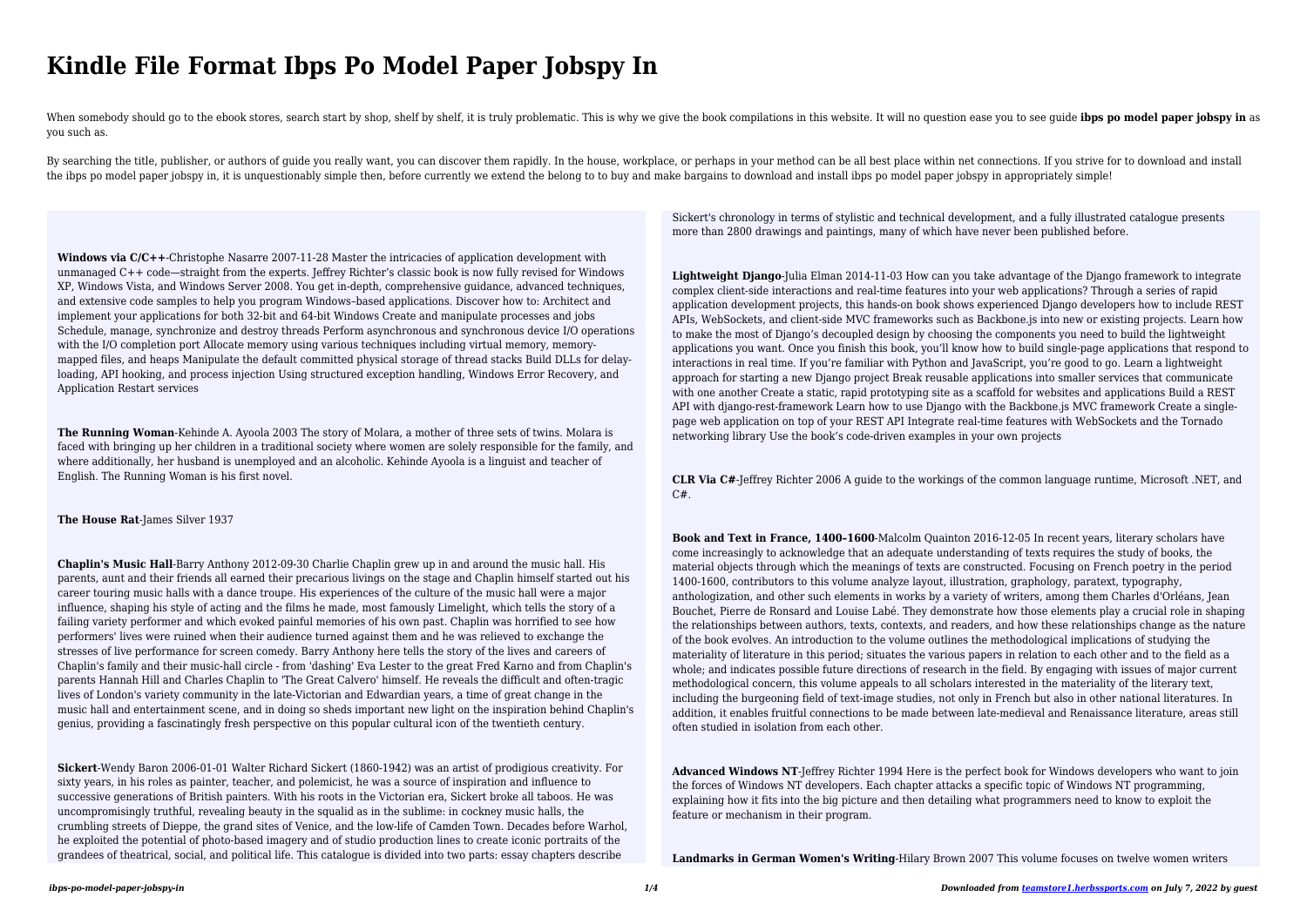# Kindle File Format Ibps Po Model Paper Jobspy In

When somebody should go to the ebook stores, search start by shop, shelf by shelf, it is truly problematic. This is why we give the book compilations in this website. It will no question ease you to see guide **ibps po model paper jobspy in** as you such as.

By searching the title, publisher, or authors of guide you really want, you can discover them rapidly. In the house, workplace, or perhaps in your method can be all best place within net connections. If you strive for to download and install the ibps po model paper jobspy in, it is unquestionably simple then, before currently we extend the belong to to buy and make bargains to download and install ibps po model paper jobspy in appropriately simple!

**Windows via C/C++**-Christophe Nasarre 2007-11-28 Master the intricacies of application development with unmanaged C++ code—straight from the experts. Jeffrey Richter's classic book is now fully revised for Windows XP, Windows Vista, and Windows Server 2008. You get in-depth, comprehensive guidance, advanced techniques, and extensive code samples to help you program Windows–based applications. Discover how to: Architect and implement your applications for both 32-bit and 64-bit Windows Create and manipulate processes and jobs Schedule, manage, synchronize and destroy threads Perform asynchronous and synchronous device I/O operations with the I/O completion port Allocate memory using various techniques including virtual memory, memory-mapped files, and heaps Manipulate the default committed physical storage of thread stacks Build DLLs for delay-loading, API hooking, and process injection Using structured exception handling, Windows Error Recovery, and Application Restart services

**The Running Woman**-Kehinde A. Ayoola 2003 The story of Molara, a mother of three sets of twins. Molara is faced with bringing up her children in a traditional society where women are solely responsible for the family, and where additionally, her husband is unemployed and an alcoholic. Kehinde Ayoola is a linguist and teacher of English. The Running Woman is his first novel.

**The House Rat**-James Silver 1937

**Chaplin's Music Hall**-Barry Anthony 2012-09-30 Charlie Chaplin grew up in and around the music hall. His parents, aunt and their friends all earned their precarious livings on the stage and Chaplin himself started out his career touring music halls with a dance troupe. His experiences of the culture of the music hall were a major influence, shaping his style of acting and the films he made, most famously Limelight, which tells the story of a failing variety performer and which evoked painful memories of his own past. Chaplin was horrified to see how performers' lives were ruined when their audience turned against them and he was relieved to exchange the stresses of live performance for screen comedy. Barry Anthony here tells the story of the lives and careers of Chaplin's family and their music-hall circle - from 'dashing' Eva Lester to the great Fred Karno and from Chaplin's parents Hannah Hill and Charles Chaplin to 'The Great Calvero' himself. He reveals the difficult and often-tragic lives of London's variety community in the late-Victorian and Edwardian years, a time of great change in the music hall and entertainment scene, and in doing so sheds important new light on the inspiration behind Chaplin's genius, providing a fascinatingly fresh perspective on this popular cultural icon of the twentieth century.

**Sickert**-Wendy Baron 2006-01-01 Walter Richard Sickert (1860-1942) was an artist of prodigious creativity. For sixty years, in his roles as painter, teacher, and polemicist, he was a source of inspiration and influence to successive generations of British painters. With his roots in the Victorian era, Sickert broke all taboos. He was uncompromisingly truthful, revealing beauty in the squalid as in the sublime: in cockney music halls, the crumbling streets of Dieppe, the grand sites of Venice, and the low-life of Camden Town. Decades before Warhol, he exploited the potential of photo-based imagery and of studio production lines to create iconic portraits of the grandees of theatrical, social, and political life. This catalogue is divided into two parts: essay chapters describe Sickert's chronology in terms of stylistic and technical development, and a fully illustrated catalogue presents more than 2800 drawings and paintings, many of which have never been published before.

**Lightweight Django**-Julia Elman 2014-11-03 How can you take advantage of the Django framework to integrate complex client-side interactions and real-time features into your web applications? Through a series of rapid application development projects, this hands-on book shows experienced Django developers how to include REST APIs, WebSockets, and client-side MVC frameworks such as Backbone.js into new or existing projects. Learn how to make the most of Django's decoupled design by choosing the components you need to build the lightweight applications you want. Once you finish this book, you'll know how to build single-page applications that respond to interactions in real time. If you're familiar with Python and JavaScript, you're good to go. Learn a lightweight approach for starting a new Django project Break reusable applications into smaller services that communicate with one another Create a static, rapid prototyping site as a scaffold for websites and applications Build a REST API with django-rest-framework Learn how to use Django with the Backbone.js MVC framework Create a single-page web application on top of your REST API Integrate real-time features with WebSockets and the Tornado networking library Use the book's code-driven examples in your own projects

**CLR Via C#**-Jeffrey Richter 2006 A guide to the workings of the common language runtime, Microsoft .NET, and C#.

**Book and Text in France, 1400–1600**-Malcolm Quainton 2016-12-05 In recent years, literary scholars have come increasingly to acknowledge that an adequate understanding of texts requires the study of books, the material objects through which the meanings of texts are constructed. Focusing on French poetry in the period 1400-1600, contributors to this volume analyze layout, illustration, graphology, paratext, typography, anthologization, and other such elements in works by a variety of writers, among them Charles d'Orléans, Jean Bouchet, Pierre de Ronsard and Louise Labé. They demonstrate how those elements play a crucial role in shaping the relationships between authors, texts, contexts, and readers, and how these relationships change as the nature of the book evolves. An introduction to the volume outlines the methodological implications of studying the materiality of literature in this period; situates the various papers in relation to each other and to the field as a whole; and indicates possible future directions of research in the field. By engaging with issues of major current methodological concern, this volume appeals to all scholars interested in the materiality of the literary text, including the burgeoning field of text-image studies, not only in French but also in other national literatures. In addition, it enables fruitful connections to be made between late-medieval and Renaissance literature, areas still often studied in isolation from each other.

**Advanced Windows NT**-Jeffrey Richter 1994 Here is the perfect book for Windows developers who want to join the forces of Windows NT developers. Each chapter attacks a specific topic of Windows NT programming, explaining how it fits into the big picture and then detailing what programmers need to know to exploit the feature or mechanism in their program.

**Landmarks in German Women's Writing**-Hilary Brown 2007 This volume focuses on twelve women writers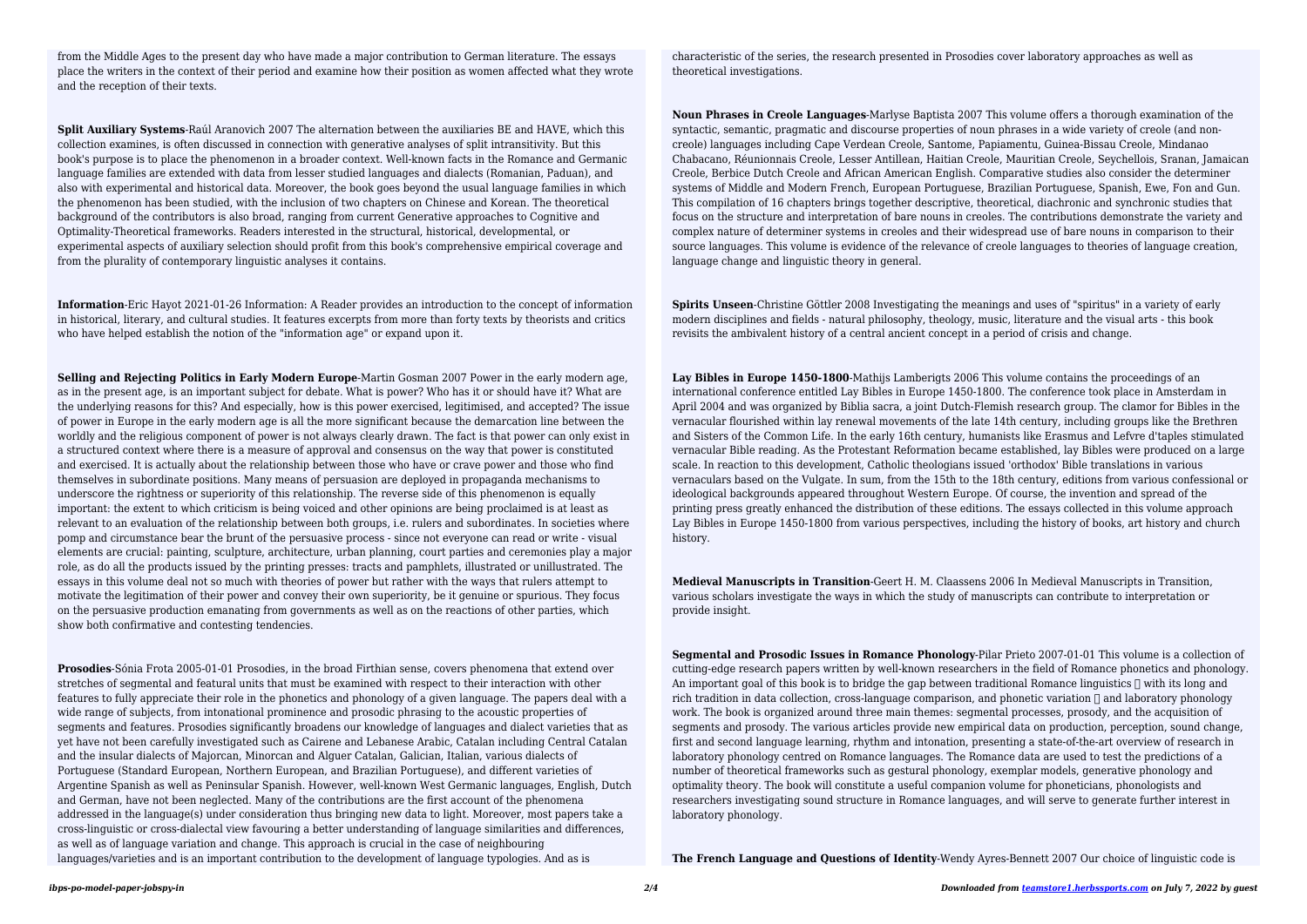from the Middle Ages to the present day who have made a major contribution to German literature. The essays place the writers in the context of their period and examine how their position as women affected what they wrote and the reception of their texts.

**Split Auxiliary Systems**-Raúl Aranovich 2007 The alternation between the auxiliaries BE and HAVE, which this collection examines, is often discussed in connection with generative analyses of split intransitivity. But this book's purpose is to place the phenomenon in a broader context. Well-known facts in the Romance and Germanic language families are extended with data from lesser studied languages and dialects (Romanian, Paduan), and also with experimental and historical data. Moreover, the book goes beyond the usual language families in which the phenomenon has been studied, with the inclusion of two chapters on Chinese and Korean. The theoretical background of the contributors is also broad, ranging from current Generative approaches to Cognitive and Optimality-Theoretical frameworks. Readers interested in the structural, historical, developmental, or experimental aspects of auxiliary selection should profit from this book's comprehensive empirical coverage and from the plurality of contemporary linguistic analyses it contains.

**Information**-Eric Hayot 2021-01-26 Information: A Reader provides an introduction to the concept of information in historical, literary, and cultural studies. It features excerpts from more than forty texts by theorists and critics who have helped establish the notion of the "information age" or expand upon it.

**Selling and Rejecting Politics in Early Modern Europe**-Martin Gosman 2007 Power in the early modern age, as in the present age, is an important subject for debate. What is power? Who has it or should have it? What are the underlying reasons for this? And especially, how is this power exercised, legitimised, and accepted? The issue of power in Europe in the early modern age is all the more significant because the demarcation line between the worldly and the religious component of power is not always clearly drawn. The fact is that power can only exist in a structured context where there is a measure of approval and consensus on the way that power is constituted and exercised. It is actually about the relationship between those who have or crave power and those who find themselves in subordinate positions. Many means of persuasion are deployed in propaganda mechanisms to underscore the rightness or superiority of this relationship. The reverse side of this phenomenon is equally important: the extent to which criticism is being voiced and other opinions are being proclaimed is at least as relevant to an evaluation of the relationship between both groups, i.e. rulers and subordinates. In societies where pomp and circumstance bear the brunt of the persuasive process - since not everyone can read or write - visual elements are crucial: painting, sculpture, architecture, urban planning, court parties and ceremonies play a major role, as do all the products issued by the printing presses: tracts and pamphlets, illustrated or unillustrated. The essays in this volume deal not so much with theories of power but rather with the ways that rulers attempt to motivate the legitimation of their power and convey their own superiority, be it genuine or spurious. They focus on the persuasive production emanating from governments as well as on the reactions of other parties, which show both confirmative and contesting tendencies.

**Prosodies**-Sónia Frota 2005-01-01 Prosodies, in the broad Firthian sense, covers phenomena that extend over stretches of segmental and featural units that must be examined with respect to their interaction with other features to fully appreciate their role in the phonetics and phonology of a given language. The papers deal with a wide range of subjects, from intonational prominence and prosodic phrasing to the acoustic properties of segments and features. Prosodies significantly broadens our knowledge of languages and dialect varieties that as yet have not been carefully investigated such as Cairene and Lebanese Arabic, Catalan including Central Catalan and the insular dialects of Majorcan, Minorcan and Alguer Catalan, Galician, Italian, various dialects of Portuguese (Standard European, Northern European, and Brazilian Portuguese), and different varieties of Argentine Spanish as well as Peninsular Spanish. However, well-known West Germanic languages, English, Dutch and German, have not been neglected. Many of the contributions are the first account of the phenomena addressed in the language(s) under consideration thus bringing new data to light. Moreover, most papers take a cross-linguistic or cross-dialectal view favouring a better understanding of language similarities and differences, as well as of language variation and change. This approach is crucial in the case of neighbouring languages/varieties and is an important contribution to the development of language typologies. And as is characteristic of the series, the research presented in Prosodies cover laboratory approaches as well as theoretical investigations.

**Noun Phrases in Creole Languages**-Marlyse Baptista 2007 This volume offers a thorough examination of the syntactic, semantic, pragmatic and discourse properties of noun phrases in a wide variety of creole (and non-creole) languages including Cape Verdean Creole, Santome, Papiamentu, Guinea-Bissau Creole, Mindanao Chabacano, Réunionnais Creole, Lesser Antillean, Haitian Creole, Mauritian Creole, Seychellois, Sranan, Jamaican Creole, Berbice Dutch Creole and African American English. Comparative studies also consider the determiner systems of Middle and Modern French, European Portuguese, Brazilian Portuguese, Spanish, Ewe, Fon and Gun. This compilation of 16 chapters brings together descriptive, theoretical, diachronic and synchronic studies that focus on the structure and interpretation of bare nouns in creoles. The contributions demonstrate the variety and complex nature of determiner systems in creoles and their widespread use of bare nouns in comparison to their source languages. This volume is evidence of the relevance of creole languages to theories of language creation, language change and linguistic theory in general.

**Spirits Unseen**-Christine Göttler 2008 Investigating the meanings and uses of "spiritus" in a variety of early modern disciplines and fields - natural philosophy, theology, music, literature and the visual arts - this book revisits the ambivalent history of a central ancient concept in a period of crisis and change.

**Lay Bibles in Europe 1450-1800**-Mathijs Lamberigts 2006 This volume contains the proceedings of an international conference entitled Lay Bibles in Europe 1450-1800. The conference took place in Amsterdam in April 2004 and was organized by Biblia sacra, a joint Dutch-Flemish research group. The clamor for Bibles in the vernacular flourished within lay renewal movements of the late 14th century, including groups like the Brethren and Sisters of the Common Life. In the early 16th century, humanists like Erasmus and Lefvre d'taples stimulated vernacular Bible reading. As the Protestant Reformation became established, lay Bibles were produced on a large scale. In reaction to this development, Catholic theologians issued 'orthodox' Bible translations in various vernaculars based on the Vulgate. In sum, from the 15th to the 18th century, editions from various confessional or ideological backgrounds appeared throughout Western Europe. Of course, the invention and spread of the printing press greatly enhanced the distribution of these editions. The essays collected in this volume approach Lay Bibles in Europe 1450-1800 from various perspectives, including the history of books, art history and church history.

**Medieval Manuscripts in Transition**-Geert H. M. Claassens 2006 In Medieval Manuscripts in Transition, various scholars investigate the ways in which the study of manuscripts can contribute to interpretation or provide insight.

**Segmental and Prosodic Issues in Romance Phonology**-Pilar Prieto 2007-01-01 This volume is a collection of cutting-edge research papers written by well-known researchers in the field of Romance phonetics and phonology. An important goal of this book is to bridge the gap between traditional Romance linguistics  with its long and rich tradition in data collection, cross-language comparison, and phonetic variation  and laboratory phonology work. The book is organized around three main themes: segmental processes, prosody, and the acquisition of segments and prosody. The various articles provide new empirical data on production, perception, sound change, first and second language learning, rhythm and intonation, presenting a state-of-the-art overview of research in laboratory phonology centred on Romance languages. The Romance data are used to test the predictions of a number of theoretical frameworks such as gestural phonology, exemplar models, generative phonology and optimality theory. The book will constitute a useful companion volume for phoneticians, phonologists and researchers investigating sound structure in Romance languages, and will serve to generate further interest in laboratory phonology.

**The French Language and Questions of Identity**-Wendy Ayres-Bennett 2007 Our choice of linguistic code is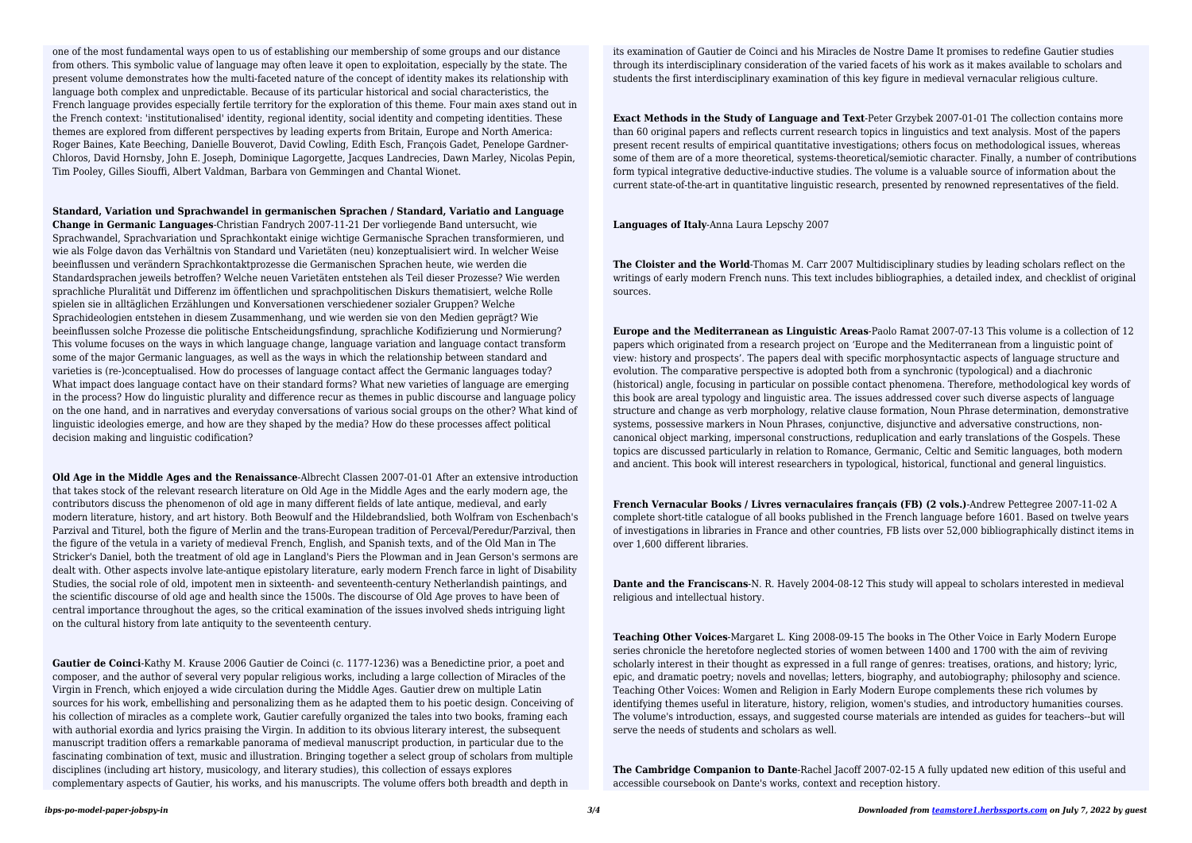one of the most fundamental ways open to us of establishing our membership of some groups and our distance from others. This symbolic value of language may often leave it open to exploitation, especially by the state. The present volume demonstrates how the multi-faceted nature of the concept of identity makes its relationship with language both complex and unpredictable. Because of its particular historical and social characteristics, the French language provides especially fertile territory for the exploration of this theme. Four main axes stand out in the French context: 'institutionalised' identity, regional identity, social identity and competing identities. These themes are explored from different perspectives by leading experts from Britain, Europe and North America: Roger Baines, Kate Beeching, Danielle Bouverot, David Cowling, Edith Esch, François Gadet, Penelope Gardner-Chloros, David Hornsby, John E. Joseph, Dominique Lagorgette, Jacques Landrecies, Dawn Marley, Nicolas Pepin, Tim Pooley, Gilles Siouffi, Albert Valdman, Barbara von Gemmingen and Chantal Wionet.

**Standard, Variation und Sprachwandel in germanischen Sprachen / Standard, Variatio and Language Change in Germanic Languages**-Christian Fandrych 2007-11-21 Der vorliegende Band untersucht, wie Sprachwandel, Sprachvariation und Sprachkontakt einige wichtige Germanische Sprachen transformieren, und wie als Folge davon das Verhältnis von Standard und Varietäten (neu) konzeptualisiert wird. In welcher Weise beeinflussen und verändern Sprachkontaktprozesse die Germanischen Sprachen heute, wie werden die Standardsprachen jeweils betroffen? Welche neuen Varietäten entstehen als Teil dieser Prozesse? Wie werden sprachliche Pluralität und Differenz im öffentlichen und sprachpolitischen Diskurs thematisiert, welche Rolle spielen sie in alltäglichen Erzählungen und Konversationen verschiedener sozialer Gruppen? Welche Sprachideologien entstehen in diesem Zusammenhang, und wie werden sie von den Medien geprägt? Wie beeinflussen solche Prozesse die politische Entscheidungsfindung, sprachliche Kodifizierung und Normierung? This volume focuses on the ways in which language change, language variation and language contact transform some of the major Germanic languages, as well as the ways in which the relationship between standard and varieties is (re-)conceptualised. How do processes of language contact affect the Germanic languages today? What impact does language contact have on their standard forms? What new varieties of language are emerging in the process? How do linguistic plurality and difference recur as themes in public discourse and language policy on the one hand, and in narratives and everyday conversations of various social groups on the other? What kind of linguistic ideologies emerge, and how are they shaped by the media? How do these processes affect political decision making and linguistic codification?

**Old Age in the Middle Ages and the Renaissance**-Albrecht Classen 2007-01-01 After an extensive introduction that takes stock of the relevant research literature on Old Age in the Middle Ages and the early modern age, the contributors discuss the phenomenon of old age in many different fields of late antique, medieval, and early modern literature, history, and art history. Both Beowulf and the Hildebrandslied, both Wolfram von Eschenbach's Parzival and Titurel, both the figure of Merlin and the trans-European tradition of Perceval/Peredur/Parzival, then the figure of the vetula in a variety of medieval French, English, and Spanish texts, and of the Old Man in The Stricker's Daniel, both the treatment of old age in Langland's Piers the Plowman and in Jean Gerson's sermons are dealt with. Other aspects involve late-antique epistolary literature, early modern French farce in light of Disability Studies, the social role of old, impotent men in sixteenth- and seventeenth-century Netherlandish paintings, and the scientific discourse of old age and health since the 1500s. The discourse of Old Age proves to have been of central importance throughout the ages, so the critical examination of the issues involved sheds intriguing light on the cultural history from late antiquity to the seventeenth century.

**Gautier de Coinci**-Kathy M. Krause 2006 Gautier de Coinci (c. 1177-1236) was a Benedictine prior, a poet and composer, and the author of several very popular religious works, including a large collection of Miracles of the Virgin in French, which enjoyed a wide circulation during the Middle Ages. Gautier drew on multiple Latin sources for his work, embellishing and personalizing them as he adapted them to his poetic design. Conceiving of his collection of miracles as a complete work, Gautier carefully organized the tales into two books, framing each with authorial exordia and lyrics praising the Virgin. In addition to its obvious literary interest, the subsequent manuscript tradition offers a remarkable panorama of medieval manuscript production, in particular due to the fascinating combination of text, music and illustration. Bringing together a select group of scholars from multiple disciplines (including art history, musicology, and literary studies), this collection of essays explores complementary aspects of Gautier, his works, and his manuscripts. The volume offers both breadth and depth in its examination of Gautier de Coinci and his Miracles de Nostre Dame It promises to redefine Gautier studies through its interdisciplinary consideration of the varied facets of his work as it makes available to scholars and students the first interdisciplinary examination of this key figure in medieval vernacular religious culture.

**Exact Methods in the Study of Language and Text**-Peter Grzybek 2007-01-01 The collection contains more than 60 original papers and reflects current research topics in linguistics and text analysis. Most of the papers present recent results of empirical quantitative investigations; others focus on methodological issues, whereas some of them are of a more theoretical, systems-theoretical/semiotic character. Finally, a number of contributions form typical integrative deductive-inductive studies. The volume is a valuable source of information about the current state-of-the-art in quantitative linguistic research, presented by renowned representatives of the field.

**Languages of Italy**-Anna Laura Lepschy 2007

**The Cloister and the World**-Thomas M. Carr 2007 Multidisciplinary studies by leading scholars reflect on the writings of early modern French nuns. This text includes bibliographies, a detailed index, and checklist of original sources.

**Europe and the Mediterranean as Linguistic Areas**-Paolo Ramat 2007-07-13 This volume is a collection of 12 papers which originated from a research project on 'Europe and the Mediterranean from a linguistic point of view: history and prospects'. The papers deal with specific morphosyntactic aspects of language structure and evolution. The comparative perspective is adopted both from a synchronic (typological) and a diachronic (historical) angle, focusing in particular on possible contact phenomena. Therefore, methodological key words of this book are areal typology and linguistic area. The issues addressed cover such diverse aspects of language structure and change as verb morphology, relative clause formation, Noun Phrase determination, demonstrative systems, possessive markers in Noun Phrases, conjunctive, disjunctive and adversative constructions, non-canonical object marking, impersonal constructions, reduplication and early translations of the Gospels. These topics are discussed particularly in relation to Romance, Germanic, Celtic and Semitic languages, both modern and ancient. This book will interest researchers in typological, historical, functional and general linguistics.

**French Vernacular Books / Livres vernaculaires français (FB) (2 vols.)**-Andrew Pettegree 2007-11-02 A complete short-title catalogue of all books published in the French language before 1601. Based on twelve years of investigations in libraries in France and other countries, FB lists over 52,000 bibliographically distinct items in over 1,600 different libraries.

**Dante and the Franciscans**-N. R. Havely 2004-08-12 This study will appeal to scholars interested in medieval religious and intellectual history.

**Teaching Other Voices**-Margaret L. King 2008-09-15 The books in The Other Voice in Early Modern Europe series chronicle the heretofore neglected stories of women between 1400 and 1700 with the aim of reviving scholarly interest in their thought as expressed in a full range of genres: treatises, orations, and history; lyric, epic, and dramatic poetry; novels and novellas; letters, biography, and autobiography; philosophy and science. Teaching Other Voices: Women and Religion in Early Modern Europe complements these rich volumes by identifying themes useful in literature, history, religion, women's studies, and introductory humanities courses. The volume's introduction, essays, and suggested course materials are intended as guides for teachers--but will serve the needs of students and scholars as well.

**The Cambridge Companion to Dante**-Rachel Jacoff 2007-02-15 A fully updated new edition of this useful and accessible coursebook on Dante's works, context and reception history.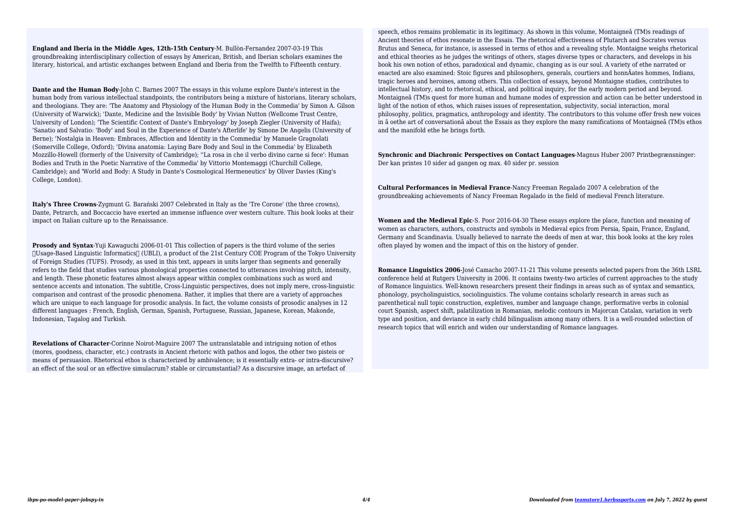**England and Iberia in the Middle Ages, 12th-15th Century**-M. Bullòn-Fernandez 2007-03-19 This groundbreaking interdisciplinary collection of essays by American, British, and Iberian scholars examines the literary, historical, and artistic exchanges between England and Iberia from the Twelfth to Fifteenth century.

**Dante and the Human Body**-John C. Barnes 2007 The essays in this volume explore Dante's interest in the human body from various intellectual standpoints, the contributors being a mixture of historians, literary scholars, and theologians. They are: 'The Anatomy and Physiology of the Human Body in the Commedia' by Simon A. Gilson (University of Warwick); 'Dante, Medicine and the Invisible Body' by Vivian Nutton (Wellcome Trust Centre, University of London); 'The Scientific Context of Dante's Embryology' by Joseph Ziegler (University of Haifa); 'Sanatio and Salvatio: 'Body' and Soul in the Experience of Dante's Afterlife' by Simone De Angelis (University of Berne); 'Nostalgia in Heaven: Embraces, Affection and Identity in the Commedia' by Manuele Gragnolati (Somerville College, Oxford); 'Divina anatomia: Laying Bare Body and Soul in the Commedia' by Elizabeth Mozzillo-Howell (formerly of the University of Cambridge); ''La rosa in che il verbo divino carne si fece': Human Bodies and Truth in the Poetic Narrative of the Commedia' by Vittorio Montemaggi (Churchill College, Cambridge); and 'World and Body: A Study in Dante's Cosmological Hermeneutics' by Oliver Davies (King's College, London).

**Italy's Three Crowns**-Zygmunt G. Barański 2007 Celebrated in Italy as the 'Tre Corone' (the three crowns), Dante, Petrarch, and Boccaccio have exerted an immense influence over western culture. This book looks at their impact on Italian culture up to the Renaissance.

**Prosody and Syntax**-Yuji Kawaguchi 2006-01-01 This collection of papers is the third volume of the series Usage-Based Linguistic Informatics (UBLI), a product of the 21st Century COE Program of the Tokyo University of Foreign Studies (TUFS). Prosody, as used in this text, appears in units larger than segments and generally refers to the field that studies various phonological properties connected to utterances involving pitch, intensity, and length. These phonetic features almost always appear within complex combinations such as word and sentence accents and intonation. The subtitle, Cross-Linguistic perspectives, does not imply mere, cross-linguistic comparison and contrast of the prosodic phenomena. Rather, it implies that there are a variety of approaches which are unique to each language for prosodic analysis. In fact, the volume consists of prosodic analyses in 12 different languages : French, English, German, Spanish, Portuguese, Russian, Japanese, Korean, Makonde, Indonesian, Tagalog and Turkish.

**Revelations of Character**-Corinne Noirot-Maguire 2007 The untranslatable and intriguing notion of ethos (mores, goodness, character, etc.) contrasts in Ancient rhetoric with pathos and logos, the other two pisteis or means of persuasion. Rhetorical ethos is characterized by ambivalence; is it essentially extra- or intra-discursive? an effect of the soul or an effective simulacrum? stable or circumstantial? As a discursive image, an artefact of speech, ethos remains problematic in its legitimacy. As shown in this volume, Montaigneâ (TM)s readings of Ancient theories of ethos resonate in the Essais. The rhetorical effectiveness of Plutarch and Socrates versus Brutus and Seneca, for instance, is assessed in terms of ethos and a revealing style. Montaigne weighs rhetorical and ethical theories as he judges the writings of others, stages diverse types or characters, and develops in his book his own notion of ethos, paradoxical and dynamic, changing as is our soul. A variety of ethe narrated or enacted are also examined: Stoic figures and philosophers, generals, courtiers and honnÃates hommes, Indians, tragic heroes and heroines, among others. This collection of essays, beyond Montaigne studies, contributes to intellectual history, and to rhetorical, ethical, and political inquiry, for the early modern period and beyond. Montaigneâ (TM)s quest for more human and humane modes of expression and action can be better understood in light of the notion of ethos, which raises issues of representation, subjectivity, social interaction, moral philosophy, politics, pragmatics, anthropology and identity. The contributors to this volume offer fresh new voices in â oethe art of conversationâ about the Essais as they explore the many ramifications of Montaigneâ (TM)s ethos and the manifold ethe he brings forth.

**Synchronic and Diachronic Perspectives on Contact Languages**-Magnus Huber 2007 Printbegrænsninger: Der kan printes 10 sider ad gangen og max. 40 sider pr. session

**Cultural Performances in Medieval France**-Nancy Freeman Regalado 2007 A celebration of the groundbreaking achievements of Nancy Freeman Regalado in the field of medieval French literature.

**Women and the Medieval Epic**-S. Poor 2016-04-30 These essays explore the place, function and meaning of women as characters, authors, constructs and symbols in Medieval epics from Persia, Spain, France, England, Germany and Scandinavia. Usually believed to narrate the deeds of men at war, this book looks at the key roles often played by women and the impact of this on the history of gender.

**Romance Linguistics 2006**-José Camacho 2007-11-21 This volume presents selected papers from the 36th LSRL conference held at Rutgers University in 2006. It contains twenty-two articles of current approaches to the study of Romance linguistics. Well-known researchers present their findings in areas such as of syntax and semantics, phonology, psycholinguistics, sociolinguistics. The volume contains scholarly research in areas such as parenthetical null topic construction, expletives, number and language change, performative verbs in colonial court Spanish, aspect shift, palatilization in Romanian, melodic contours in Majorcan Catalan, variation in verb type and position, and deviance in early child bilingualism among many others. It is a well-rounded selection of research topics that will enrich and widen our understanding of Romance languages.